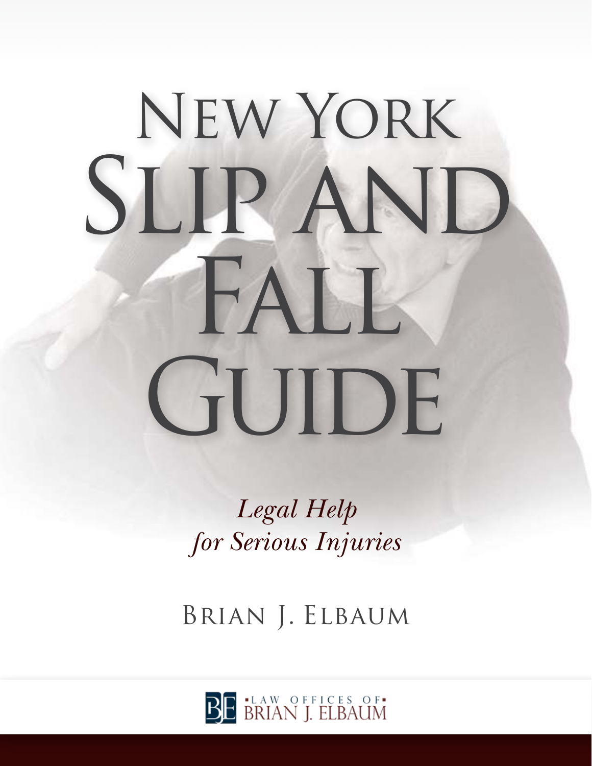# New York Slip and Fall Guide

*Legal Help for Serious Injuries*

Brian J. Elbaum

Law Offices of Brian J. Elbaum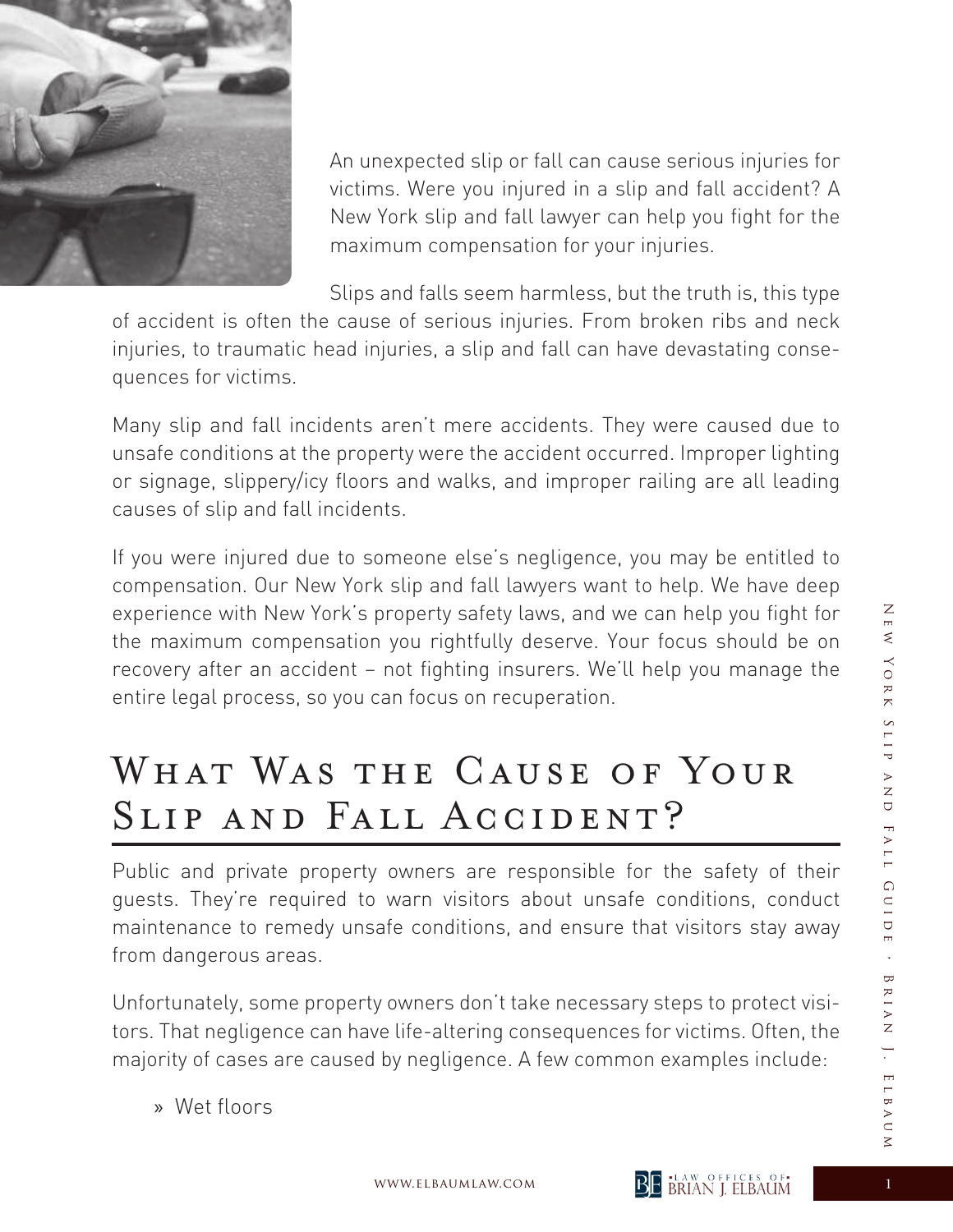An unexpected slip or fall can cause serious injuries for victims. Were you injured in a slip and fall accident? A New York slip and fall lawyer can help you fight for the maximum compensation for your injuries.

Slips and falls seem harmless, but the truth is, this type of accident is often the cause of serious injuries. From broken ribs and neck injuries, to traumatic head injuries, a slip and fall can have devastating consequences for victims.

Many slip and fall incidents aren't mere accidents. They were caused due to unsafe conditions at the property were the accident occurred. Improper lighting or signage, slippery/icy floors and walks, and improper railing are all leading causes of slip and fall incidents.

If you were injured due to someone else's negligence, you may be entitled to compensation. Our New York slip and fall lawyers want to help. We have deep experience with New York's property safety laws, and we can help you fight for the maximum compensation you rightfully deserve. Your focus should be on recovery after an accident – not fighting insurers. We'll help you manage the entire legal process, so you can focus on recuperation.

## What Was the Cause of Your Slip and Fall Accident?

Public and private property owners are responsible for the safety of their guests. They're required to warn visitors about unsafe conditions, conduct maintenance to remedy unsafe conditions, and ensure that visitors stay away from dangerous areas.

Unfortunately, some property owners don't take necessary steps to protect visitors. That negligence can have life-altering consequences for victims. Often, the majority of cases are caused by negligence. A few common examples include:

- Wet floors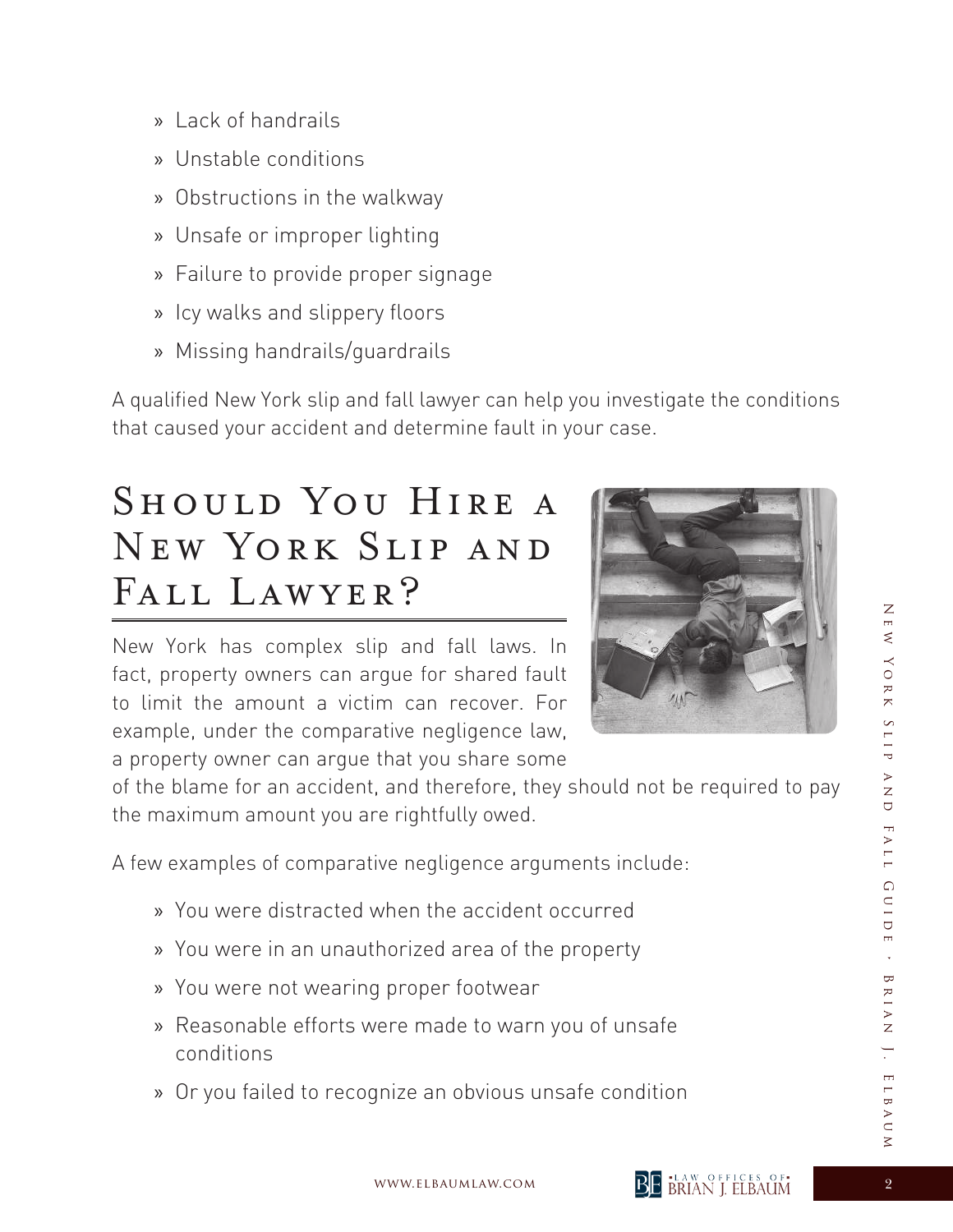- Lack of handrails
- Unstable conditions
- Obstructions in the walkway
- Unsafe or improper lighting
- Failure to provide proper signage
- Icy walks and slippery floors
- Missing handrails/guardrails

A qualified New York slip and fall lawyer can help you investigate the conditions that caused your accident and determine fault in your case.

## Should You Hire a New York Slip and Fall Lawyer?

New York has complex slip and fall laws. In fact, property owners can argue for shared fault to limit the amount a victim can recover. For example, under the comparative negligence law, a property owner can argue that you share some of the blame for an accident, and therefore, they should not be required to pay the maximum amount you are rightfully owed.

A few examples of comparative negligence arguments include:

- You were distracted when the accident occurred
- You were in an unauthorized area of the property
- You were not wearing proper footwear
- Reasonable efforts were made to warn you of unsafe conditions
- Or you failed to recognize an obvious unsafe condition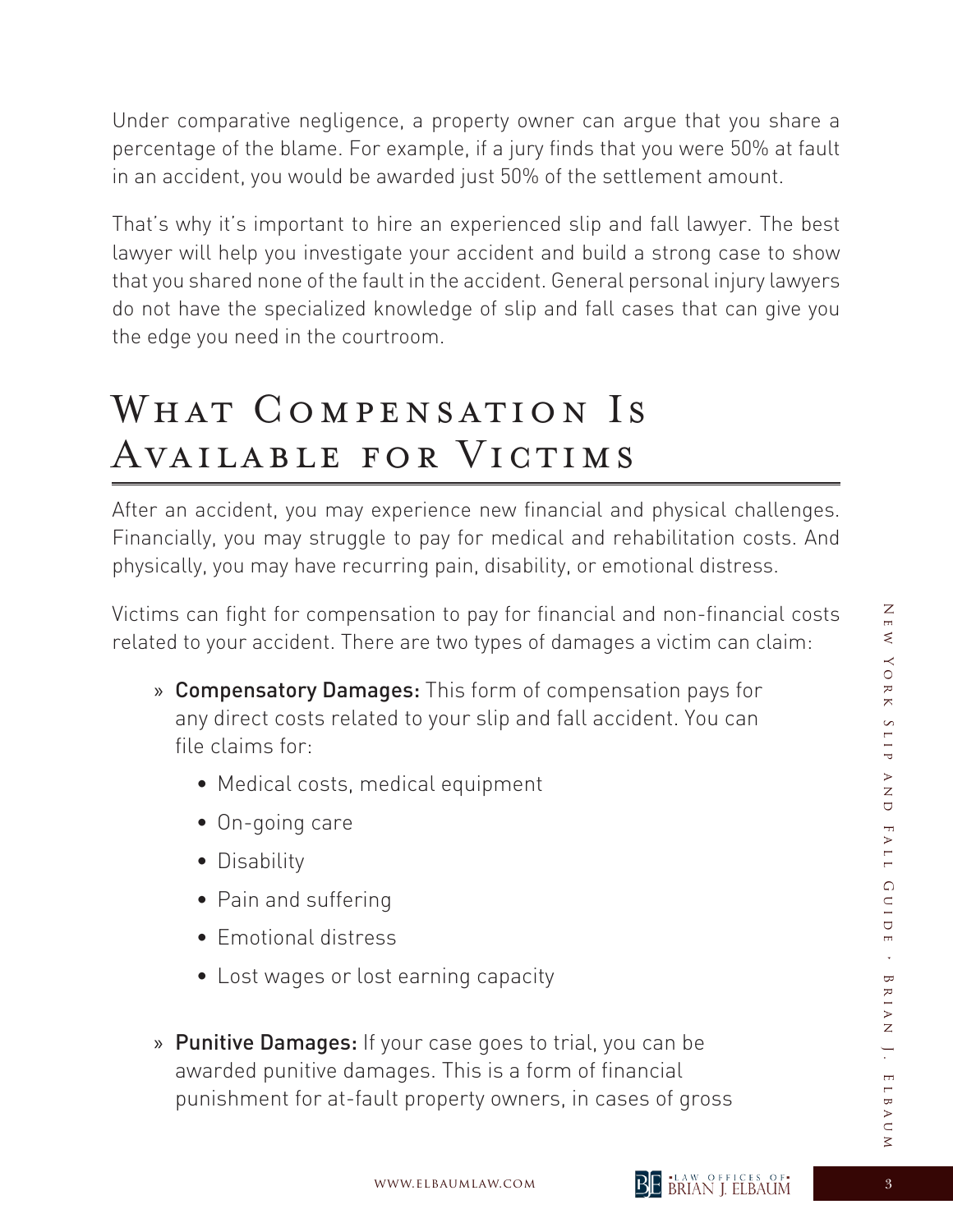Under comparative negligence, a property owner can argue that you share a percentage of the blame. For example, if a jury finds that you were 50% at fault in an accident, you would be awarded just 50% of the settlement amount.

That's why it's important to hire an experienced slip and fall lawyer. The best lawyer will help you investigate your accident and build a strong case to show that you shared none of the fault in the accident. General personal injury lawyers do not have the specialized knowledge of slip and fall cases that can give you the edge you need in the courtroom.

## What Compensation Is Available for Victims

After an accident, you may experience new financial and physical challenges. Financially, you may struggle to pay for medical and rehabilitation costs. And physically, you may have recurring pain, disability, or emotional distress.

Victims can fight for compensation to pay for financial and non-financial costs related to your accident. There are two types of damages a victim can claim:

- **Compensatory Damages:** This form of compensation pays for any direct costs related to your slip and fall accident. You can file claims for:
  - Medical costs, medical equipment
  - On-going care
  - Disability
  - Pain and suffering
  - Emotional distress
  - Lost wages or lost earning capacity
- **Punitive Damages:** If your case goes to trial, you can be awarded punitive damages. This is a form of financial punishment for at-fault property owners, in cases of gross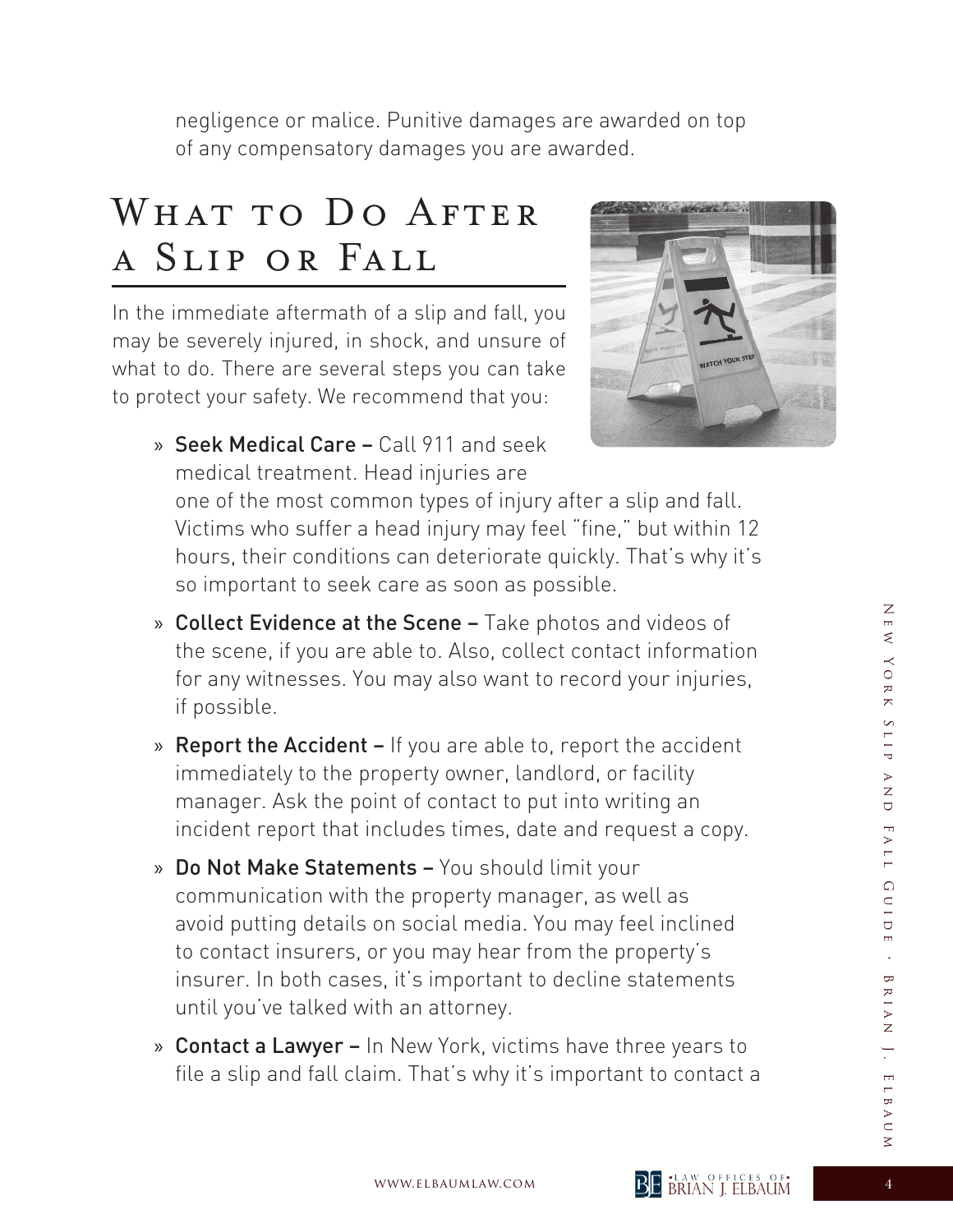negligence or malice. Punitive damages are awarded on top of any compensatory damages you are awarded.

## What to Do After a Slip or Fall

In the immediate aftermath of a slip and fall, you may be severely injured, in shock, and unsure of what to do. There are several steps you can take to protect your safety. We recommend that you:

- **Seek Medical Care –** Call 911 and seek medical treatment. Head injuries are one of the most common types of injury after a slip and fall. Victims who suffer a head injury may feel "fine," but within 12 hours, their conditions can deteriorate quickly. That's why it's so important to seek care as soon as possible.
- **Collect Evidence at the Scene –** Take photos and videos of the scene, if you are able to. Also, collect contact information for any witnesses. You may also want to record your injuries, if possible.
- **Report the Accident –** If you are able to, report the accident immediately to the property owner, landlord, or facility manager. Ask the point of contact to put into writing an incident report that includes times, date and request a copy.
- **Do Not Make Statements –** You should limit your communication with the property manager, as well as avoid putting details on social media. You may feel inclined to contact insurers, or you may hear from the property's insurer. In both cases, it's important to decline statements until you've talked with an attorney.
- **Contact a Lawyer –** In New York, victims have three years to file a slip and fall claim. That's why it's important to contact a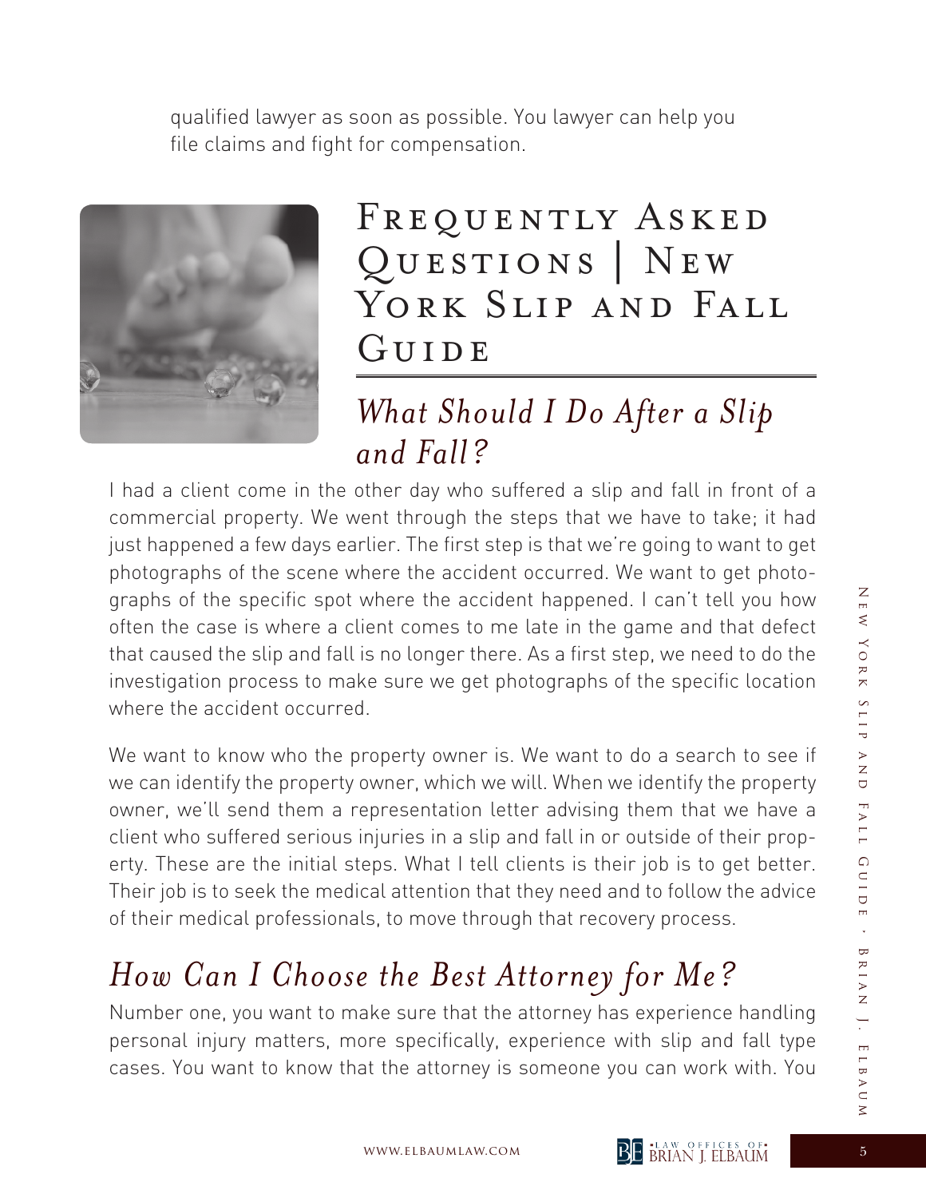qualified lawyer as soon as possible. You lawyer can help you file claims and fight for compensation.

# Frequently Asked Questions | New York Slip and Fall Guide

## *What Should I Do After a Slip and Fall?*

I had a client come in the other day who suffered a slip and fall in front of a commercial property. We went through the steps that we have to take; it had just happened a few days earlier. The first step is that we're going to want to get photographs of the scene where the accident occurred. We want to get photographs of the specific spot where the accident happened. I can't tell you how often the case is where a client comes to me late in the game and that defect that caused the slip and fall is no longer there. As a first step, we need to do the investigation process to make sure we get photographs of the specific location where the accident occurred.

We want to know who the property owner is. We want to do a search to see if we can identify the property owner, which we will. When we identify the property owner, we'll send them a representation letter advising them that we have a client who suffered serious injuries in a slip and fall in or outside of their property. These are the initial steps. What I tell clients is their job is to get better. Their job is to seek the medical attention that they need and to follow the advice of their medical professionals, to move through that recovery process.

## *How Can I Choose the Best Attorney for Me?*

Number one, you want to make sure that the attorney has experience handling personal injury matters, more specifically, experience with slip and fall type cases. You want to know that the attorney is someone you can work with. You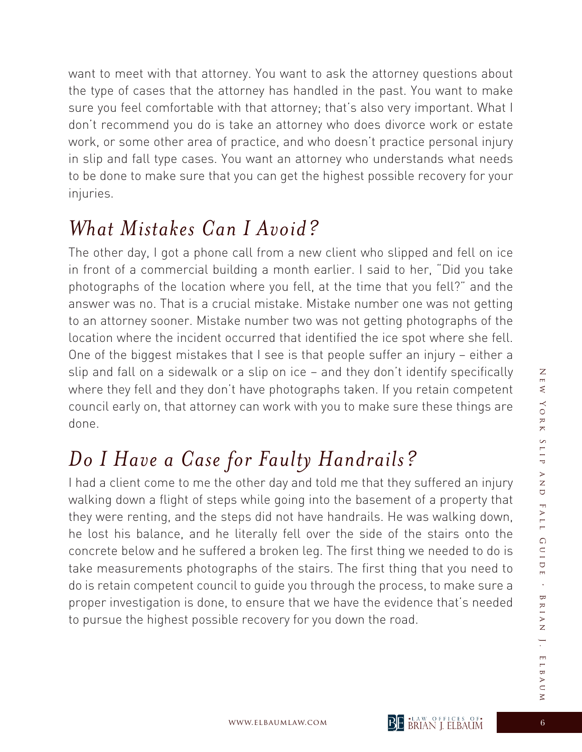want to meet with that attorney. You want to ask the attorney questions about the type of cases that the attorney has handled in the past. You want to make sure you feel comfortable with that attorney; that's also very important. What I don't recommend you do is take an attorney who does divorce work or estate work, or some other area of practice, and who doesn't practice personal injury in slip and fall type cases. You want an attorney who understands what needs to be done to make sure that you can get the highest possible recovery for your injuries.

## *What Mistakes Can I Avoid?*

The other day, I got a phone call from a new client who slipped and fell on ice in front of a commercial building a month earlier. I said to her, "Did you take photographs of the location where you fell, at the time that you fell?" and the answer was no. That is a crucial mistake. Mistake number one was not getting to an attorney sooner. Mistake number two was not getting photographs of the location where the incident occurred that identified the ice spot where she fell. One of the biggest mistakes that I see is that people suffer an injury – either a slip and fall on a sidewalk or a slip on ice – and they don't identify specifically where they fell and they don't have photographs taken. If you retain competent council early on, that attorney can work with you to make sure these things are done.

## *Do I Have a Case for Faulty Handrails?*

I had a client come to me the other day and told me that they suffered an injury walking down a flight of steps while going into the basement of a property that they were renting, and the steps did not have handrails. He was walking down, he lost his balance, and he literally fell over the side of the stairs onto the concrete below and he suffered a broken leg. The first thing we needed to do is take measurements photographs of the stairs. The first thing that you need to do is retain competent council to guide you through the process, to make sure a proper investigation is done, to ensure that we have the evidence that's needed to pursue the highest possible recovery for you down the road.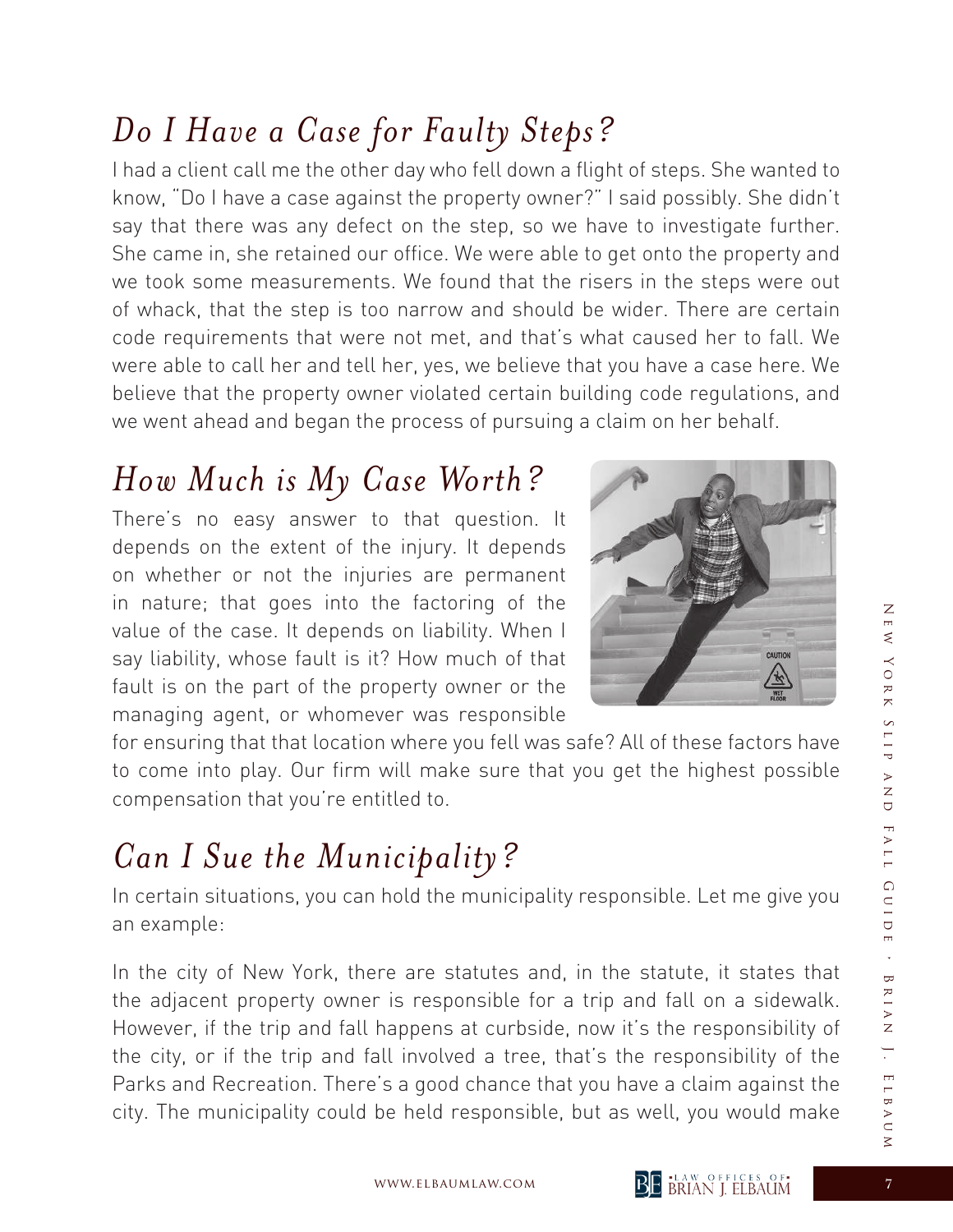## *Do I Have a Case for Faulty Steps?*

I had a client call me the other day who fell down a flight of steps. She wanted to know, "Do I have a case against the property owner?" I said possibly. She didn't say that there was any defect on the step, so we have to investigate further. She came in, she retained our office. We were able to get onto the property and we took some measurements. We found that the risers in the steps were out of whack, that the step is too narrow and should be wider. There are certain code requirements that were not met, and that's what caused her to fall. We were able to call her and tell her, yes, we believe that you have a case here. We believe that the property owner violated certain building code regulations, and we went ahead and began the process of pursuing a claim on her behalf.

## *How Much is My Case Worth?*

There's no easy answer to that question. It depends on the extent of the injury. It depends on whether or not the injuries are permanent in nature; that goes into the factoring of the value of the case. It depends on liability. When I say liability, whose fault is it? How much of that fault is on the part of the property owner or the managing agent, or whomever was responsible for ensuring that that location where you fell was safe? All of these factors have to come into play. Our firm will make sure that you get the highest possible compensation that you're entitled to.

## *Can I Sue the Municipality?*

In certain situations, you can hold the municipality responsible. Let me give you an example:

In the city of New York, there are statutes and, in the statute, it states that the adjacent property owner is responsible for a trip and fall on a sidewalk. However, if the trip and fall happens at curbside, now it's the responsibility of the city, or if the trip and fall involved a tree, that's the responsibility of the Parks and Recreation. There's a good chance that you have a claim against the city. The municipality could be held responsible, but as well, you would make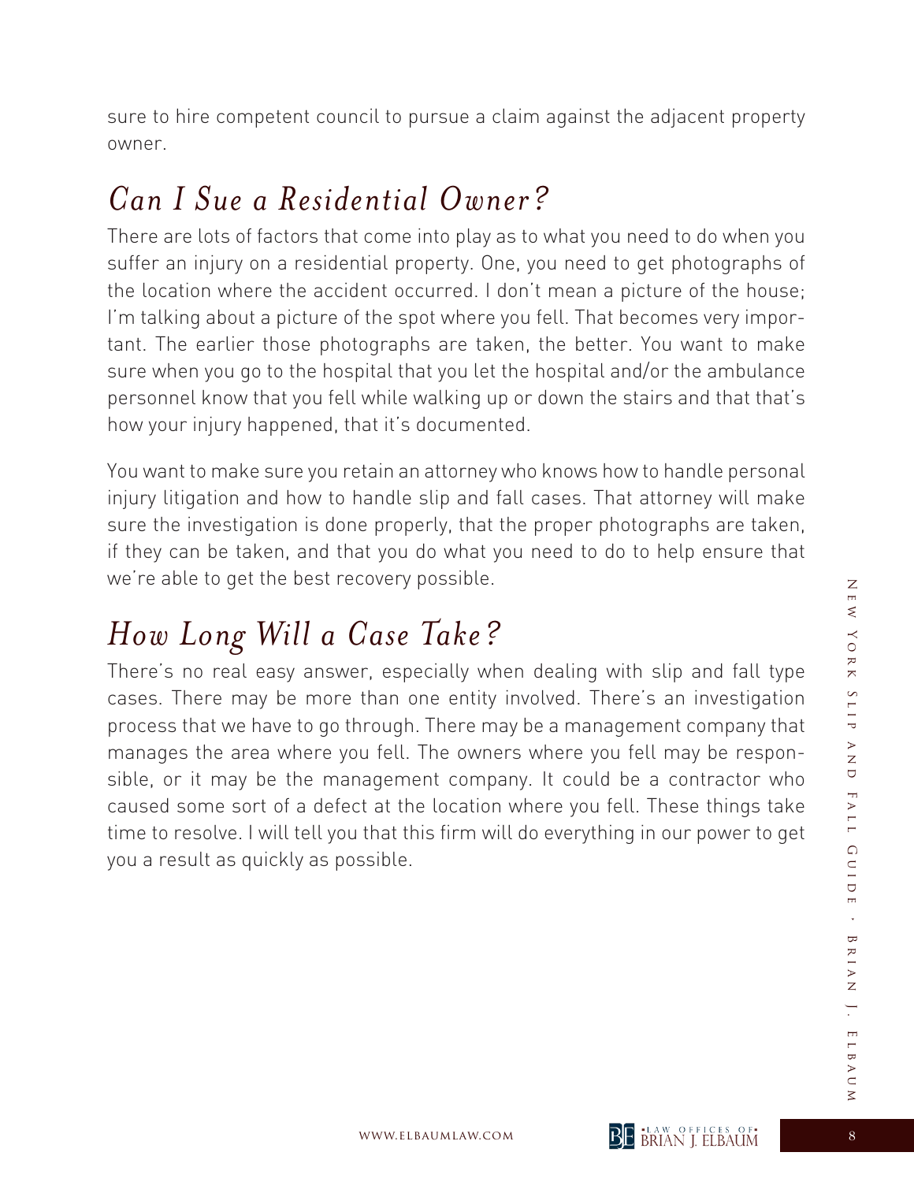sure to hire competent council to pursue a claim against the adjacent property owner.

## *Can I Sue a Residential Owner?*

There are lots of factors that come into play as to what you need to do when you suffer an injury on a residential property. One, you need to get photographs of the location where the accident occurred. I don't mean a picture of the house; I'm talking about a picture of the spot where you fell. That becomes very important. The earlier those photographs are taken, the better. You want to make sure when you go to the hospital that you let the hospital and/or the ambulance personnel know that you fell while walking up or down the stairs and that that's how your injury happened, that it's documented.

You want to make sure you retain an attorney who knows how to handle personal injury litigation and how to handle slip and fall cases. That attorney will make sure the investigation is done properly, that the proper photographs are taken, if they can be taken, and that you do what you need to do to help ensure that we're able to get the best recovery possible.

## *How Long Will a Case Take?*

There's no real easy answer, especially when dealing with slip and fall type cases. There may be more than one entity involved. There's an investigation process that we have to go through. There may be a management company that manages the area where you fell. The owners where you fell may be responsible, or it may be the management company. It could be a contractor who caused some sort of a defect at the location where you fell. These things take time to resolve. I will tell you that this firm will do everything in our power to get you a result as quickly as possible.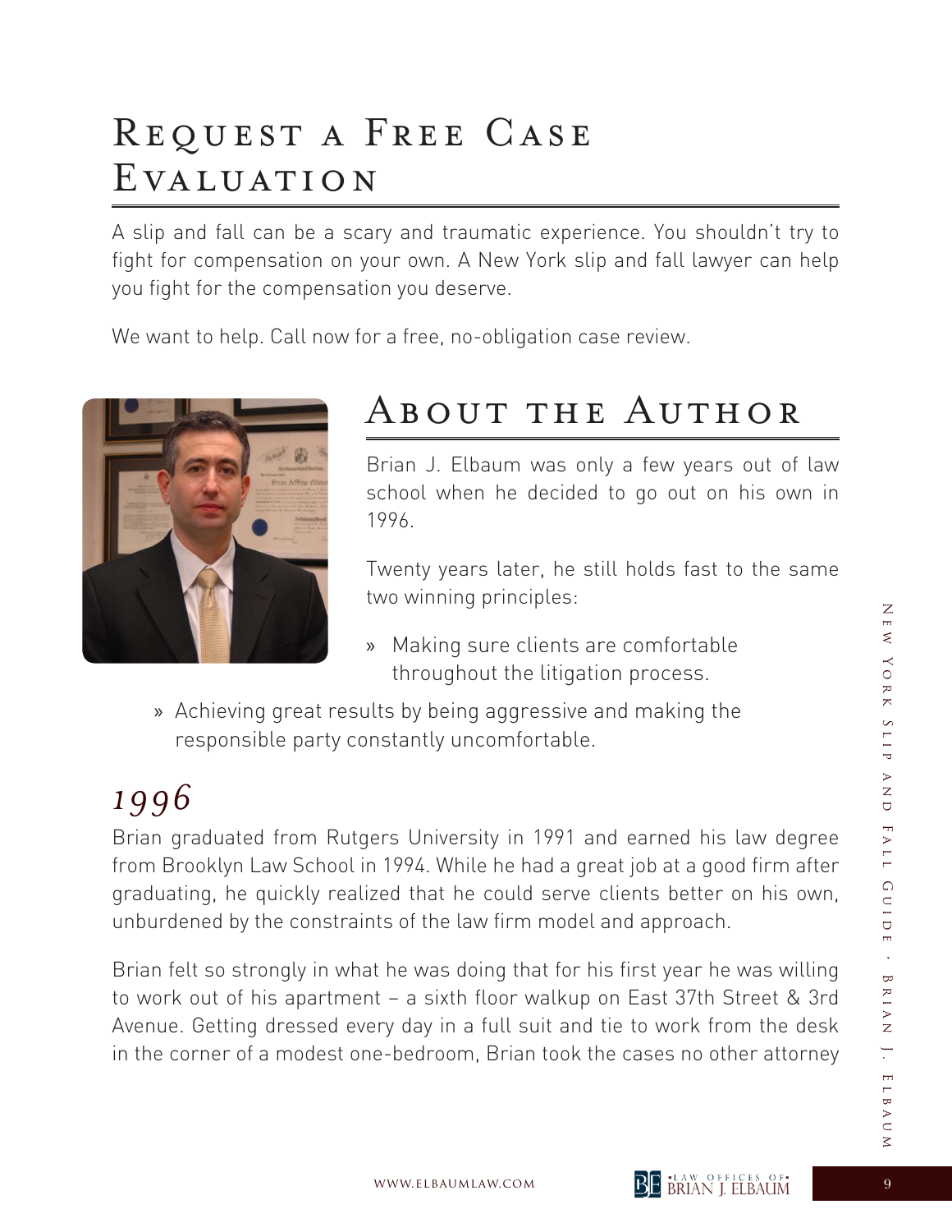# Request a Free Case Evaluation

A slip and fall can be a scary and traumatic experience. You shouldn't try to fight for compensation on your own. A New York slip and fall lawyer can help you fight for the compensation you deserve.

We want to help. Call now for a free, no-obligation case review.

# About the Author

Brian J. Elbaum was only a few years out of law school when he decided to go out on his own in 1996.

Twenty years later, he still holds fast to the same two winning principles:

- Making sure clients are comfortable throughout the litigation process.
- Achieving great results by being aggressive and making the responsible party constantly uncomfortable.

## *1996*

Brian graduated from Rutgers University in 1991 and earned his law degree from Brooklyn Law School in 1994. While he had a great job at a good firm after graduating, he quickly realized that he could serve clients better on his own, unburdened by the constraints of the law firm model and approach.

Brian felt so strongly in what he was doing that for his first year he was willing to work out of his apartment – a sixth floor walkup on East 37th Street & 3rd Avenue. Getting dressed every day in a full suit and tie to work from the desk in the corner of a modest one-bedroom, Brian took the cases no other attorney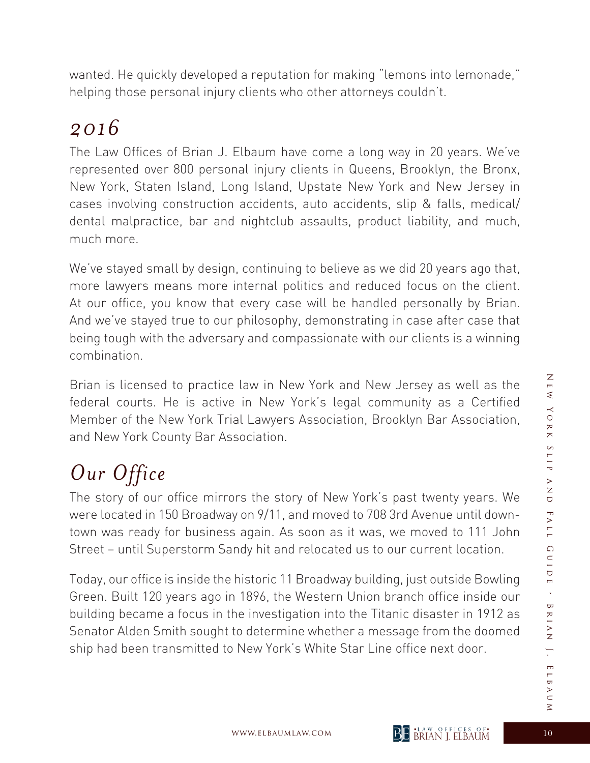wanted. He quickly developed a reputation for making "lemons into lemonade," helping those personal injury clients who other attorneys couldn't.

## *2016*

The Law Offices of Brian J. Elbaum have come a long way in 20 years. We've represented over 800 personal injury clients in Queens, Brooklyn, the Bronx, New York, Staten Island, Long Island, Upstate New York and New Jersey in cases involving construction accidents, auto accidents, slip & falls, medical/dental malpractice, bar and nightclub assaults, product liability, and much, much more.

We've stayed small by design, continuing to believe as we did 20 years ago that, more lawyers means more internal politics and reduced focus on the client. At our office, you know that every case will be handled personally by Brian. And we've stayed true to our philosophy, demonstrating in case after case that being tough with the adversary and compassionate with our clients is a winning combination.

Brian is licensed to practice law in New York and New Jersey as well as the federal courts. He is active in New York's legal community as a Certified Member of the New York Trial Lawyers Association, Brooklyn Bar Association, and New York County Bar Association.

## *Our Office*

The story of our office mirrors the story of New York's past twenty years. We were located in 150 Broadway on 9/11, and moved to 708 3rd Avenue until downtown was ready for business again. As soon as it was, we moved to 111 John Street – until Superstorm Sandy hit and relocated us to our current location.

Today, our office is inside the historic 11 Broadway building, just outside Bowling Green. Built 120 years ago in 1896, the Western Union branch office inside our building became a focus in the investigation into the Titanic disaster in 1912 as Senator Alden Smith sought to determine whether a message from the doomed ship had been transmitted to New York's White Star Line office next door.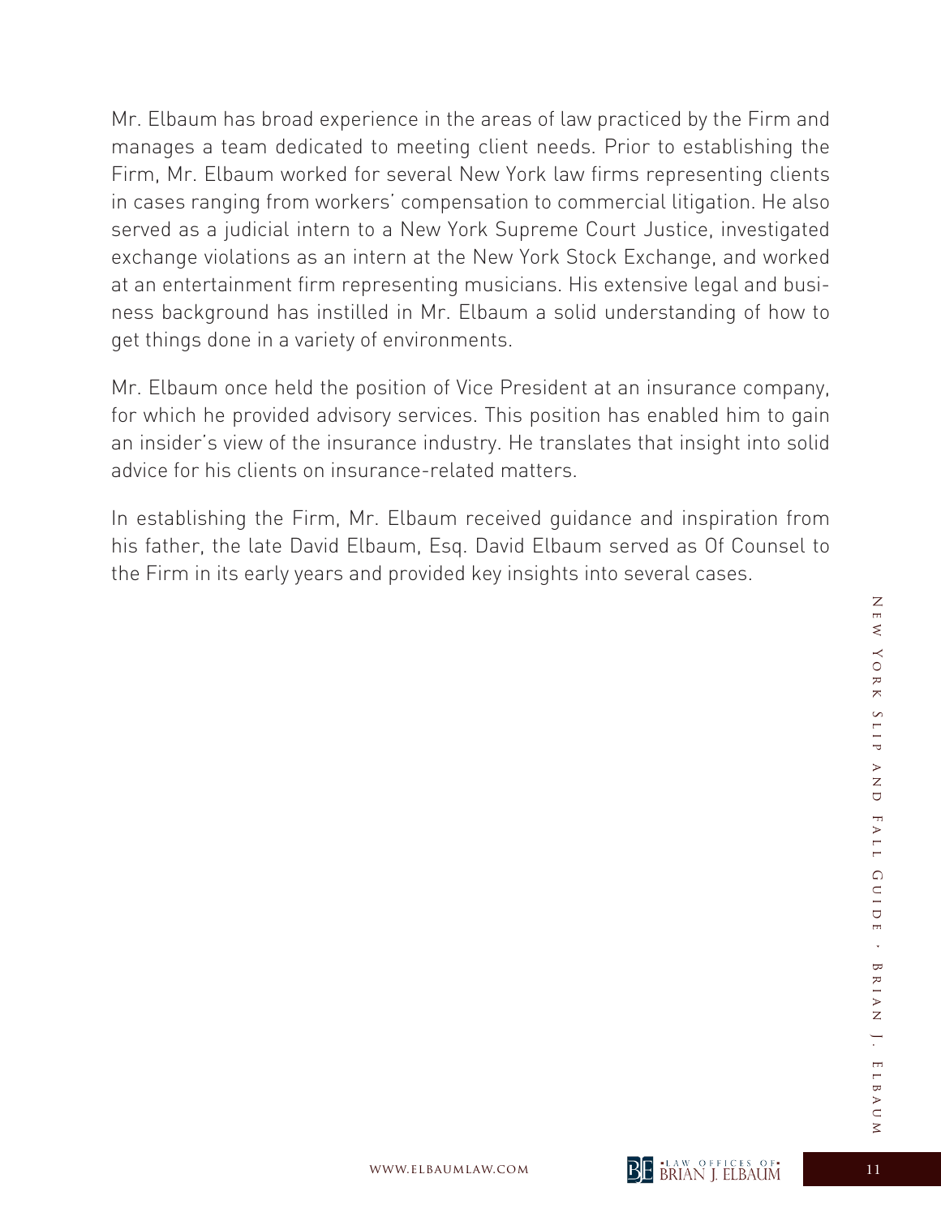Mr. Elbaum has broad experience in the areas of law practiced by the Firm and manages a team dedicated to meeting client needs. Prior to establishing the Firm, Mr. Elbaum worked for several New York law firms representing clients in cases ranging from workers' compensation to commercial litigation. He also served as a judicial intern to a New York Supreme Court Justice, investigated exchange violations as an intern at the New York Stock Exchange, and worked at an entertainment firm representing musicians. His extensive legal and business background has instilled in Mr. Elbaum a solid understanding of how to get things done in a variety of environments.

Mr. Elbaum once held the position of Vice President at an insurance company, for which he provided advisory services. This position has enabled him to gain an insider's view of the insurance industry. He translates that insight into solid advice for his clients on insurance-related matters.

In establishing the Firm, Mr. Elbaum received guidance and inspiration from his father, the late David Elbaum, Esq. David Elbaum served as Of Counsel to the Firm in its early years and provided key insights into several cases.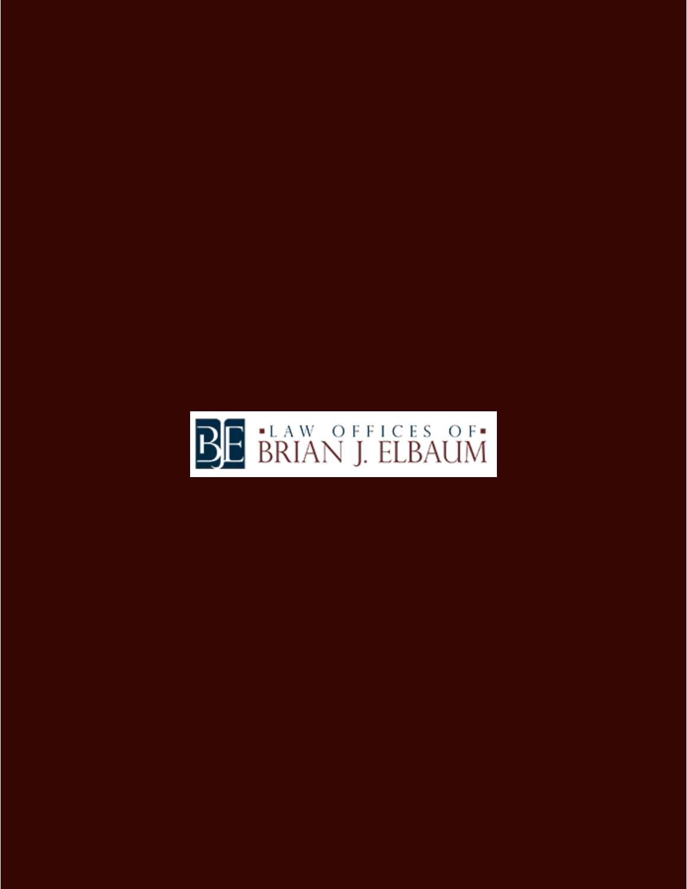LAW OFFICES OF

BRIAN J. ELBAUM